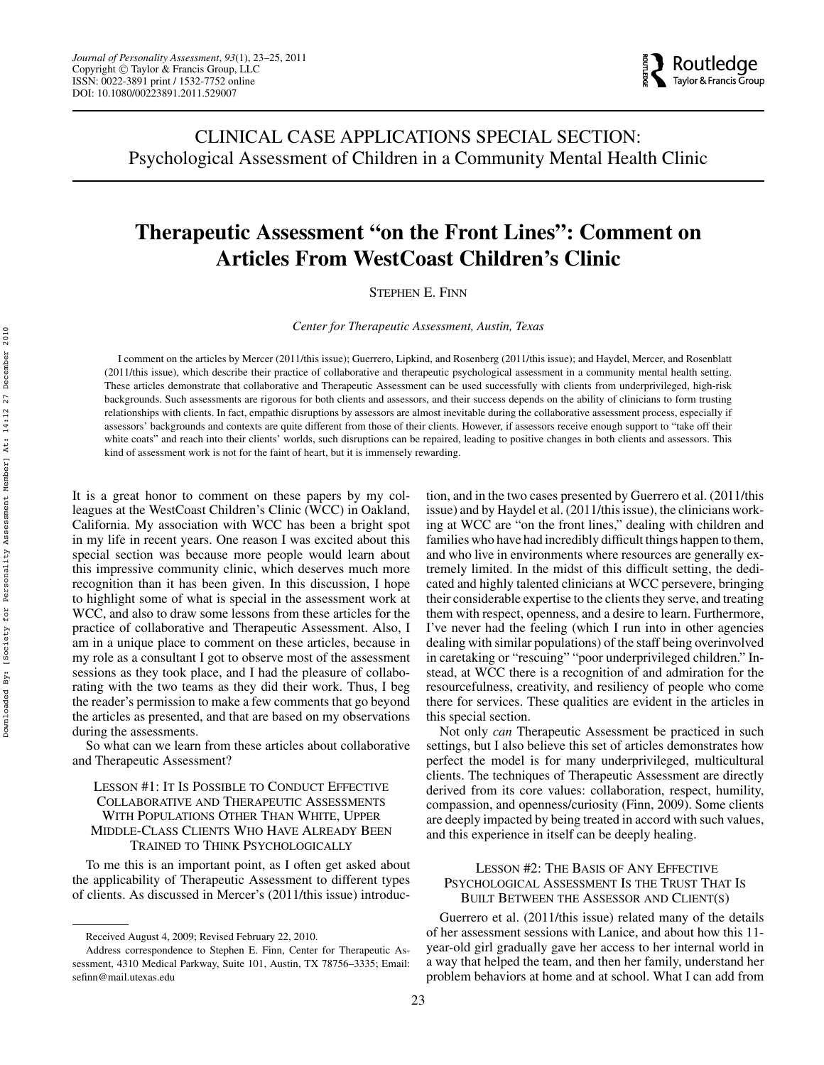CLINICAL CASE APPLICATIONS SPECIAL SECTION:
Psychological Assessment of Children in a Community Mental Health Clinic

# Therapeutic Assessment "on the Front Lines": Comment on Articles From WestCoast Children's Clinic

STEPHEN E. FINN

*Center for Therapeutic Assessment, Austin, Texas*

I comment on the articles by Mercer (2011/this issue); Guerrero, Lipkind, and Rosenberg (2011/this issue); and Haydel, Mercer, and Rosenblatt (2011/this issue), which describe their practice of collaborative and therapeutic psychological assessment in a community mental health setting. These articles demonstrate that collaborative and Therapeutic Assessment can be used successfully with clients from underprivileged, high-risk backgrounds. Such assessments are rigorous for both clients and assessors, and their success depends on the ability of clinicians to form trusting relationships with clients. In fact, empathic disruptions by assessors are almost inevitable during the collaborative assessment process, especially if assessors' backgrounds and contexts are quite different from those of their clients. However, if assessors receive enough support to "take off their white coats" and reach into their clients' worlds, such disruptions can be repaired, leading to positive changes in both clients and assessors. This kind of assessment work is not for the faint of heart, but it is immensely rewarding.

It is a great honor to comment on these papers by my colleagues at the WestCoast Children's Clinic (WCC) in Oakland, California. My association with WCC has been a bright spot in my life in recent years. One reason I was excited about this special section was because more people would learn about this impressive community clinic, which deserves much more recognition than it has been given. In this discussion, I hope to highlight some of what is special in the assessment work at WCC, and also to draw some lessons from these articles for the practice of collaborative and Therapeutic Assessment. Also, I am in a unique place to comment on these articles, because in my role as a consultant I got to observe most of the assessment sessions as they took place, and I had the pleasure of collaborating with the two teams as they did their work. Thus, I beg the reader's permission to make a few comments that go beyond the articles as presented, and that are based on my observations during the assessments.

So what can we learn from these articles about collaborative and Therapeutic Assessment?

## LESSON #1: IT IS POSSIBLE TO CONDUCT EFFECTIVE COLLABORATIVE AND THERAPEUTIC ASSESSMENTS WITH POPULATIONS OTHER THAN WHITE, UPPER MIDDLE-CLASS CLIENTS WHO HAVE ALREADY BEEN TRAINED TO THINK PSYCHOLOGICALLY

To me this is an important point, as I often get asked about the applicability of Therapeutic Assessment to different types of clients. As discussed in Mercer's (2011/this issue) introduction, and in the two cases presented by Guerrero et al. (2011/this issue) and by Haydel et al. (2011/this issue), the clinicians working at WCC are "on the front lines," dealing with children and families who have had incredibly difficult things happen to them, and who live in environments where resources are generally extremely limited. In the midst of this difficult setting, the dedicated and highly talented clinicians at WCC persevere, bringing their considerable expertise to the clients they serve, and treating them with respect, openness, and a desire to learn. Furthermore, I've never had the feeling (which I run into in other agencies dealing with similar populations) of the staff being overinvolved in caretaking or "rescuing" "poor underprivileged children." Instead, at WCC there is a recognition of and admiration for the resourcefulness, creativity, and resiliency of people who come there for services. These qualities are evident in the articles in this special section.

Not only *can* Therapeutic Assessment be practiced in such settings, but I also believe this set of articles demonstrates how perfect the model is for many underprivileged, multicultural clients. The techniques of Therapeutic Assessment are directly derived from its core values: collaboration, respect, humility, compassion, and openness/curiosity (Finn, 2009). Some clients are deeply impacted by being treated in accord with such values, and this experience in itself can be deeply healing.

## LESSON #2: THE BASIS OF ANY EFFECTIVE PSYCHOLOGICAL ASSESSMENT IS THE TRUST THAT IS BUILT BETWEEN THE ASSESSOR AND CLIENT(S)

Guerrero et al. (2011/this issue) related many of the details of her assessment sessions with Lanice, and about how this 11-year-old girl gradually gave her access to her internal world in a way that helped the team, and then her family, understand her problem behaviors at home and at school. What I can add from

Received August 4, 2009; Revised February 22, 2010.

Address correspondence to Stephen E. Finn, Center for Therapeutic Assessment, 4310 Medical Parkway, Suite 101, Austin, TX 78756–3335; Email: sefinn@mail.utexas.edu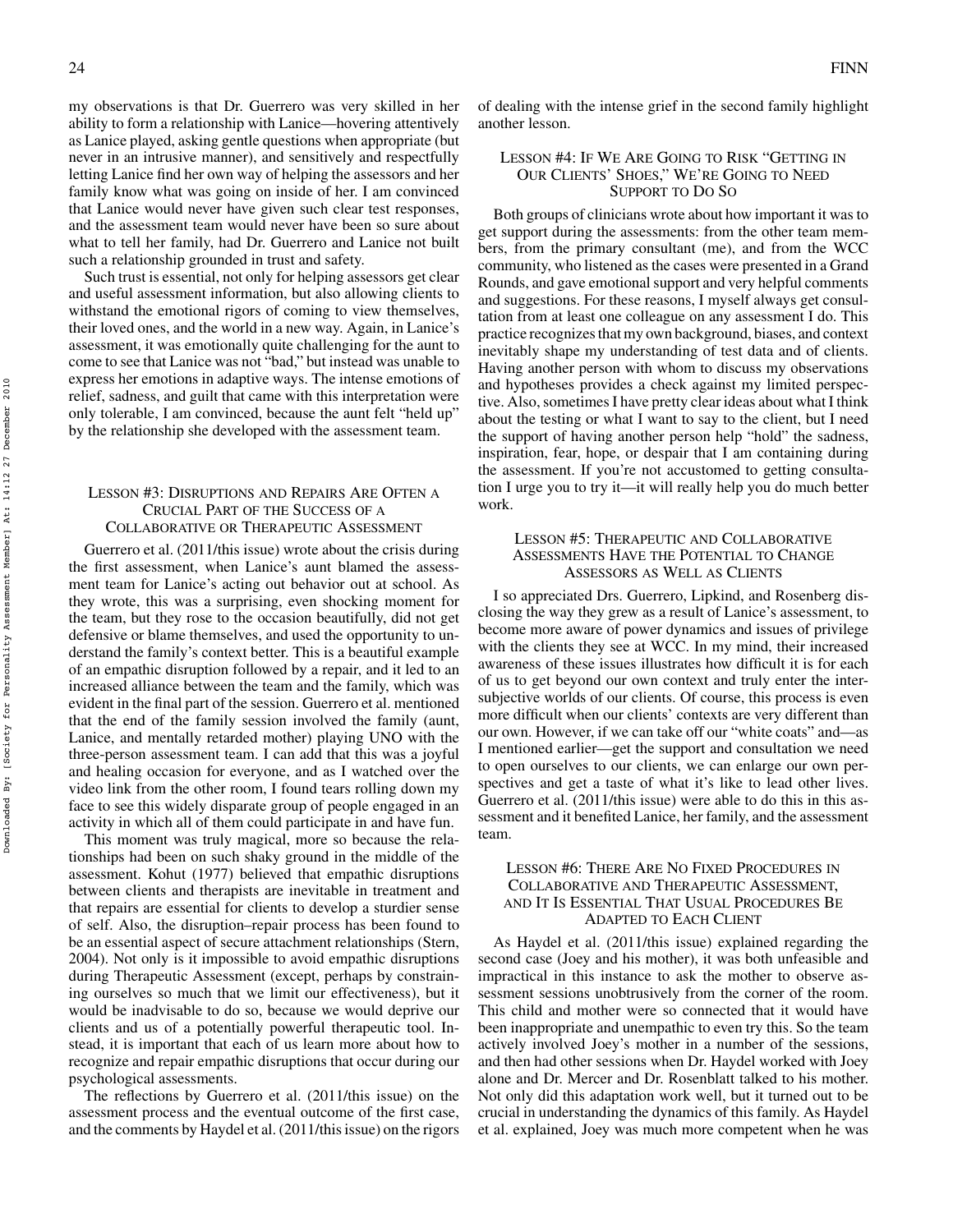my observations is that Dr. Guerrero was very skilled in her ability to form a relationship with Lanice—hovering attentively as Lanice played, asking gentle questions when appropriate (but never in an intrusive manner), and sensitively and respectfully letting Lanice find her own way of helping the assessors and her family know what was going on inside of her. I am convinced that Lanice would never have given such clear test responses, and the assessment team would never have been so sure about what to tell her family, had Dr. Guerrero and Lanice not built such a relationship grounded in trust and safety.

Such trust is essential, not only for helping assessors get clear and useful assessment information, but also allowing clients to withstand the emotional rigors of coming to view themselves, their loved ones, and the world in a new way. Again, in Lanice's assessment, it was emotionally quite challenging for the aunt to come to see that Lanice was not "bad," but instead was unable to express her emotions in adaptive ways. The intense emotions of relief, sadness, and guilt that came with this interpretation were only tolerable, I am convinced, because the aunt felt "held up" by the relationship she developed with the assessment team.

## Lesson #3: Disruptions and Repairs Are Often a Crucial Part of the Success of a Collaborative or Therapeutic Assessment

Guerrero et al. (2011/this issue) wrote about the crisis during the first assessment, when Lanice's aunt blamed the assessment team for Lanice's acting out behavior out at school. As they wrote, this was a surprising, even shocking moment for the team, but they rose to the occasion beautifully, did not get defensive or blame themselves, and used the opportunity to understand the family's context better. This is a beautiful example of an empathic disruption followed by a repair, and it led to an increased alliance between the team and the family, which was evident in the final part of the session. Guerrero et al. mentioned that the end of the family session involved the family (aunt, Lanice, and mentally retarded mother) playing UNO with the three-person assessment team. I can add that this was a joyful and healing occasion for everyone, and as I watched over the video link from the other room, I found tears rolling down my face to see this widely disparate group of people engaged in an activity in which all of them could participate in and have fun.

This moment was truly magical, more so because the relationships had been on such shaky ground in the middle of the assessment. Kohut (1977) believed that empathic disruptions between clients and therapists are inevitable in treatment and that repairs are essential for clients to develop a sturdier sense of self. Also, the disruption–repair process has been found to be an essential aspect of secure attachment relationships (Stern, 2004). Not only is it impossible to avoid empathic disruptions during Therapeutic Assessment (except, perhaps by constraining ourselves so much that we limit our effectiveness), but it would be inadvisable to do so, because we would deprive our clients and us of a potentially powerful therapeutic tool. Instead, it is important that each of us learn more about how to recognize and repair empathic disruptions that occur during our psychological assessments.

The reflections by Guerrero et al. (2011/this issue) on the assessment process and the eventual outcome of the first case, and the comments by Haydel et al. (2011/this issue) on the rigors of dealing with the intense grief in the second family highlight another lesson.

## Lesson #4: If We Are Going to Risk "Getting in Our Clients' Shoes," We're Going to Need Support to Do So

Both groups of clinicians wrote about how important it was to get support during the assessments: from the other team members, from the primary consultant (me), and from the WCC community, who listened as the cases were presented in a Grand Rounds, and gave emotional support and very helpful comments and suggestions. For these reasons, I myself always get consultation from at least one colleague on any assessment I do. This practice recognizes that my own background, biases, and context inevitably shape my understanding of test data and of clients. Having another person with whom to discuss my observations and hypotheses provides a check against my limited perspective. Also, sometimes I have pretty clear ideas about what I think about the testing or what I want to say to the client, but I need the support of having another person help "hold" the sadness, inspiration, fear, hope, or despair that I am containing during the assessment. If you're not accustomed to getting consultation I urge you to try it—it will really help you do much better work.

## Lesson #5: Therapeutic and Collaborative Assessments Have the Potential to Change Assessors as Well as Clients

I so appreciated Drs. Guerrero, Lipkind, and Rosenberg disclosing the way they grew as a result of Lanice's assessment, to become more aware of power dynamics and issues of privilege with the clients they see at WCC. In my mind, their increased awareness of these issues illustrates how difficult it is for each of us to get beyond our own context and truly enter the intersubjective worlds of our clients. Of course, this process is even more difficult when our clients' contexts are very different than our own. However, if we can take off our "white coats" and—as I mentioned earlier—get the support and consultation we need to open ourselves to our clients, we can enlarge our own perspectives and get a taste of what it's like to lead other lives. Guerrero et al. (2011/this issue) were able to do this in this assessment and it benefited Lanice, her family, and the assessment team.

## Lesson #6: There Are No Fixed Procedures in Collaborative and Therapeutic Assessment, and It Is Essential That Usual Procedures Be Adapted to Each Client

As Haydel et al. (2011/this issue) explained regarding the second case (Joey and his mother), it was both unfeasible and impractical in this instance to ask the mother to observe assessment sessions unobtrusively from the corner of the room. This child and mother were so connected that it would have been inappropriate and unempathic to even try this. So the team actively involved Joey's mother in a number of the sessions, and then had other sessions when Dr. Haydel worked with Joey alone and Dr. Mercer and Dr. Rosenblatt talked to his mother. Not only did this adaptation work well, but it turned out to be crucial in understanding the dynamics of this family. As Haydel et al. explained, Joey was much more competent when he was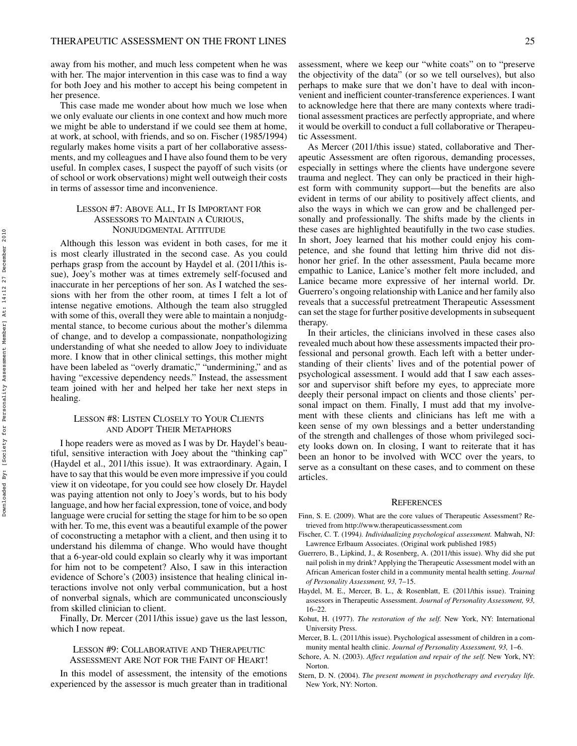away from his mother, and much less competent when he was with her. The major intervention in this case was to find a way for both Joey and his mother to accept his being competent in her presence.

This case made me wonder about how much we lose when we only evaluate our clients in one context and how much more we might be able to understand if we could see them at home, at work, at school, with friends, and so on. Fischer (1985/1994) regularly makes home visits a part of her collaborative assessments, and my colleagues and I have also found them to be very useful. In complex cases, I suspect the payoff of such visits (or of school or work observations) might well outweigh their costs in terms of assessor time and inconvenience.

## Lesson #7: Above All, It Is Important for Assessors to Maintain a Curious, Nonjudgmental Attitude

Although this lesson was evident in both cases, for me it is most clearly illustrated in the second case. As you could perhaps grasp from the account by Haydel et al. (2011/this issue), Joey's mother was at times extremely self-focused and inaccurate in her perceptions of her son. As I watched the sessions with her from the other room, at times I felt a lot of intense negative emotions. Although the team also struggled with some of this, overall they were able to maintain a nonjudgmental stance, to become curious about the mother's dilemma of change, and to develop a compassionate, nonpathologizing understanding of what she needed to allow Joey to individuate more. I know that in other clinical settings, this mother might have been labeled as "overly dramatic," "undermining," and as having "excessive dependency needs." Instead, the assessment team joined with her and helped her take her next steps in healing.

## Lesson #8: Listen Closely to Your Clients and Adopt Their Metaphors

I hope readers were as moved as I was by Dr. Haydel's beautiful, sensitive interaction with Joey about the "thinking cap" (Haydel et al., 2011/this issue). It was extraordinary. Again, I have to say that this would be even more impressive if you could view it on videotape, for you could see how closely Dr. Haydel was paying attention not only to Joey's words, but to his body language, and how her facial expression, tone of voice, and body language were crucial for setting the stage for him to be so open with her. To me, this event was a beautiful example of the power of coconstructing a metaphor with a client, and then using it to understand his dilemma of change. Who would have thought that a 6-year-old could explain so clearly why it was important for him not to be competent? Also, I saw in this interaction evidence of Schore's (2003) insistence that healing clinical interactions involve not only verbal communication, but a host of nonverbal signals, which are communicated unconsciously from skilled clinician to client.

Finally, Dr. Mercer (2011/this issue) gave us the last lesson, which I now repeat.

## Lesson #9: Collaborative and Therapeutic Assessment Are Not for the Faint of Heart!

In this model of assessment, the intensity of the emotions experienced by the assessor is much greater than in traditional assessment, where we keep our "white coats" on to "preserve the objectivity of the data" (or so we tell ourselves), but also perhaps to make sure that we don't have to deal with inconvenient and inefficient counter-transference experiences. I want to acknowledge here that there are many contexts where traditional assessment practices are perfectly appropriate, and where it would be overkill to conduct a full collaborative or Therapeutic Assessment.

As Mercer (2011/this issue) stated, collaborative and Therapeutic Assessment are often rigorous, demanding processes, especially in settings where the clients have undergone severe trauma and neglect. They can only be practiced in their highest form with community support—but the benefits are also evident in terms of our ability to positively affect clients, and also the ways in which we can grow and be challenged personally and professionally. The shifts made by the clients in these cases are highlighted beautifully in the two case studies. In short, Joey learned that his mother could enjoy his competence, and she found that letting him thrive did not dishonor her grief. In the other assessment, Paula became more empathic to Lanice, Lanice's mother felt more included, and Lanice became more expressive of her internal world. Dr. Guerrero's ongoing relationship with Lanice and her family also reveals that a successful pretreatment Therapeutic Assessment can set the stage for further positive developments in subsequent therapy.

In their articles, the clinicians involved in these cases also revealed much about how these assessments impacted their professional and personal growth. Each left with a better understanding of their clients' lives and of the potential power of psychological assessment. I would add that I saw each assessor and supervisor shift before my eyes, to appreciate more deeply their personal impact on clients and those clients' personal impact on them. Finally, I must add that my involvement with these clients and clinicians has left me with a keen sense of my own blessings and a better understanding of the strength and challenges of those whom privileged society looks down on. In closing, I want to reiterate that it has been an honor to be involved with WCC over the years, to serve as a consultant on these cases, and to comment on these articles.

## References

Finn, S. E. (2009). What are the core values of Therapeutic Assessment? Retrieved from http://www.therapeuticassessment.com

Fischer, C. T. (1994). *Individualizing psychological assessment.* Mahwah, NJ: Lawrence Erlbaum Associates. (Original work published 1985)

Guerrero, B., Lipkind, J., & Rosenberg, A. (2011/this issue). Why did she put nail polish in my drink? Applying the Therapeutic Assessment model with an African American foster child in a community mental health setting. *Journal of Personality Assessment, 93,* 7–15.

Haydel, M. E., Mercer, B. L., & Rosenblatt, E. (2011/this issue). Training assessors in Therapeutic Assessment. *Journal of Personality Assessment, 93,* 16–22.

Kohut, H. (1977). *The restoration of the self.* New York, NY: International University Press.

Mercer, B. L. (2011/this issue). Psychological assessment of children in a community mental health clinic. *Journal of Personality Assessment, 93,* 1–6.

Schore, A. N. (2003). *Affect regulation and repair of the self.* New York, NY: Norton.

Stern, D. N. (2004). *The present moment in psychotherapy and everyday life.* New York, NY: Norton.